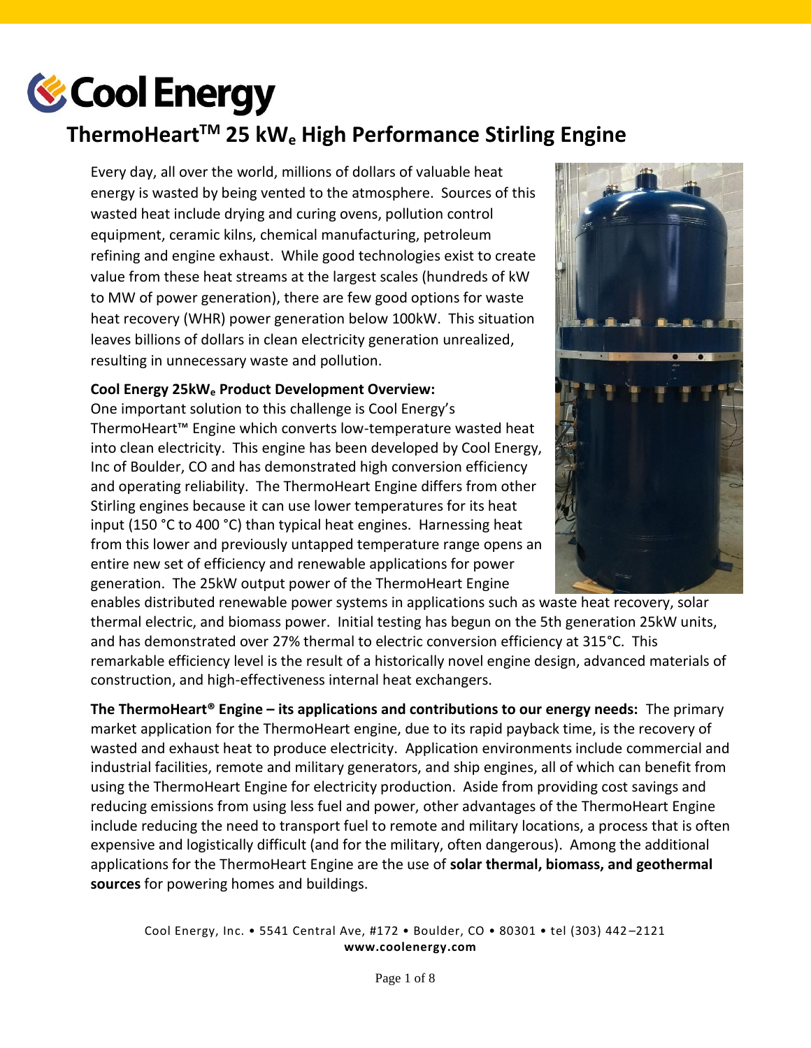# Cool Energy

## ThermoHeart$^{TM}$ 25 kW$_e$ High Performance Stirling Engine

Every day, all over the world, millions of dollars of valuable heat energy is wasted by being vented to the atmosphere. Sources of this wasted heat include drying and curing ovens, pollution control equipment, ceramic kilns, chemical manufacturing, petroleum refining and engine exhaust. While good technologies exist to create value from these heat streams at the largest scales (hundreds of kW to MW of power generation), there are few good options for waste heat recovery (WHR) power generation below 100kW. This situation leaves billions of dollars in clean electricity generation unrealized, resulting in unnecessary waste and pollution.

**Cool Energy 25kW$_e$ Product Development Overview:**
One important solution to this challenge is Cool Energy's ThermoHeart™ Engine which converts low-temperature wasted heat into clean electricity. This engine has been developed by Cool Energy, Inc of Boulder, CO and has demonstrated high conversion efficiency and operating reliability. The ThermoHeart Engine differs from other Stirling engines because it can use lower temperatures for its heat input (150 °C to 400 °C) than typical heat engines. Harnessing heat from this lower and previously untapped temperature range opens an entire new set of efficiency and renewable applications for power generation. The 25kW output power of the ThermoHeart Engine enables distributed renewable power systems in applications such as waste heat recovery, solar thermal electric, and biomass power. Initial testing has begun on the 5th generation 25kW units, and has demonstrated over 27% thermal to electric conversion efficiency at 315°C. This remarkable efficiency level is the result of a historically novel engine design, advanced materials of construction, and high-effectiveness internal heat exchangers.

**The ThermoHeart® Engine – its applications and contributions to our energy needs:** The primary market application for the ThermoHeart engine, due to its rapid payback time, is the recovery of wasted and exhaust heat to produce electricity. Application environments include commercial and industrial facilities, remote and military generators, and ship engines, all of which can benefit from using the ThermoHeart Engine for electricity production. Aside from providing cost savings and reducing emissions from using less fuel and power, other advantages of the ThermoHeart Engine include reducing the need to transport fuel to remote and military locations, a process that is often expensive and logistically difficult (and for the military, often dangerous). Among the additional applications for the ThermoHeart Engine are the use of **solar thermal, biomass, and geothermal sources** for powering homes and buildings.

Cool Energy, Inc. • 5541 Central Ave, #172 • Boulder, CO • 80301 • tel (303) 442–2121
**www.coolenergy.com**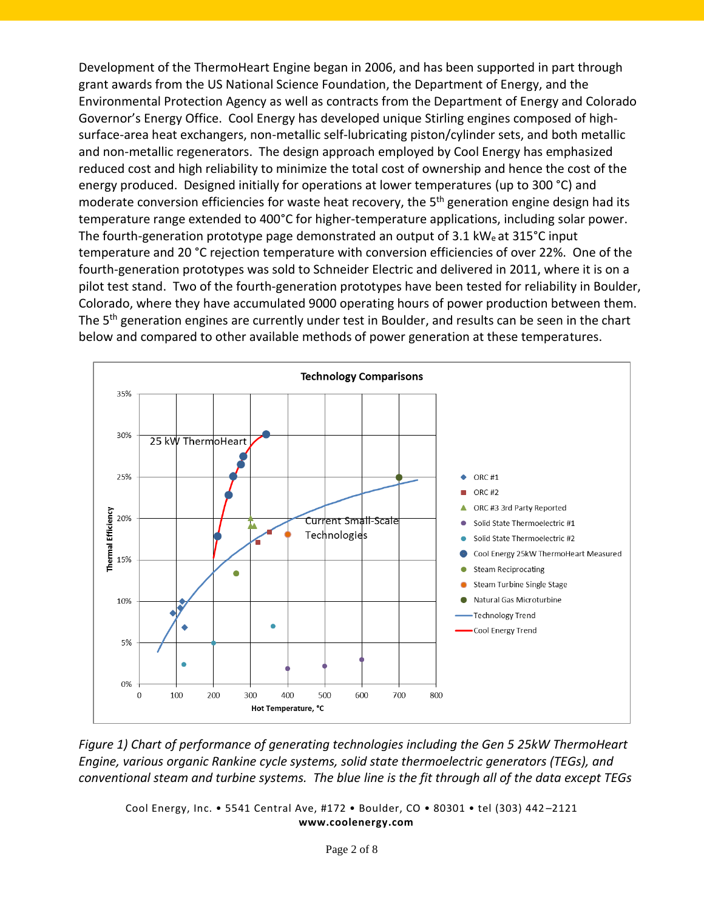Development of the ThermoHeart Engine began in 2006, and has been supported in part through grant awards from the US National Science Foundation, the Department of Energy, and the Environmental Protection Agency as well as contracts from the Department of Energy and Colorado Governor's Energy Office. Cool Energy has developed unique Stirling engines composed of high-surface-area heat exchangers, non-metallic self-lubricating piston/cylinder sets, and both metallic and non-metallic regenerators. The design approach employed by Cool Energy has emphasized reduced cost and high reliability to minimize the total cost of ownership and hence the cost of the energy produced. Designed initially for operations at lower temperatures (up to 300 °C) and moderate conversion efficiencies for waste heat recovery, the 5th generation engine design had its temperature range extended to 400°C for higher-temperature applications, including solar power. The fourth-generation prototype page demonstrated an output of 3.1 $kW_e$ at 315°C input temperature and 20 °C rejection temperature with conversion efficiencies of over 22%. One of the fourth-generation prototypes was sold to Schneider Electric and delivered in 2011, where it is on a pilot test stand. Two of the fourth-generation prototypes have been tested for reliability in Boulder, Colorado, where they have accumulated 9000 operating hours of power production between them. The 5th generation engines are currently under test in Boulder, and results can be seen in the chart below and compared to other available methods of power generation at these temperatures.

*Figure 1) Chart of performance of generating technologies including the Gen 5 25kW ThermoHeart Engine, various organic Rankine cycle systems, solid state thermoelectric generators (TEGs), and conventional steam and turbine systems. The blue line is the fit through all of the data except TEGs*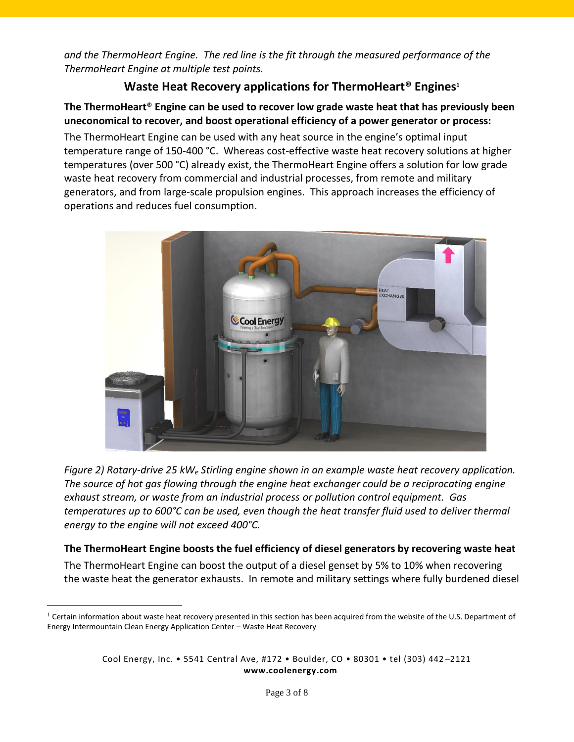*and the ThermoHeart Engine. The red line is the fit through the measured performance of the ThermoHeart Engine at multiple test points.*

## Waste Heat Recovery applications for ThermoHeart® Engines[1]

**The ThermoHeart® Engine can be used to recover low grade waste heat that has previously been uneconomical to recover, and boost operational efficiency of a power generator or process:**

The ThermoHeart Engine can be used with any heat source in the engine's optimal input temperature range of 150-400 °C. Whereas cost-effective waste heat recovery solutions at higher temperatures (over 500 °C) already exist, the ThermoHeart Engine offers a solution for low grade waste heat recovery from commercial and industrial processes, from remote and military generators, and from large-scale propulsion engines. This approach increases the efficiency of operations and reduces fuel consumption.

*Figure 2) Rotary-drive 25 $kW_e$ Stirling engine shown in an example waste heat recovery application. The source of hot gas flowing through the engine heat exchanger could be a reciprocating engine exhaust stream, or waste from an industrial process or pollution control equipment. Gas temperatures up to 600°C can be used, even though the heat transfer fluid used to deliver thermal energy to the engine will not exceed 400°C.*

**The ThermoHeart Engine boosts the fuel efficiency of diesel generators by recovering waste heat**

The ThermoHeart Engine can boost the output of a diesel genset by 5% to 10% when recovering the waste heat the generator exhausts. In remote and military settings where fully burdened diesel

[1] Certain information about waste heat recovery presented in this section has been acquired from the website of the U.S. Department of Energy Intermountain Clean Energy Application Center – Waste Heat Recovery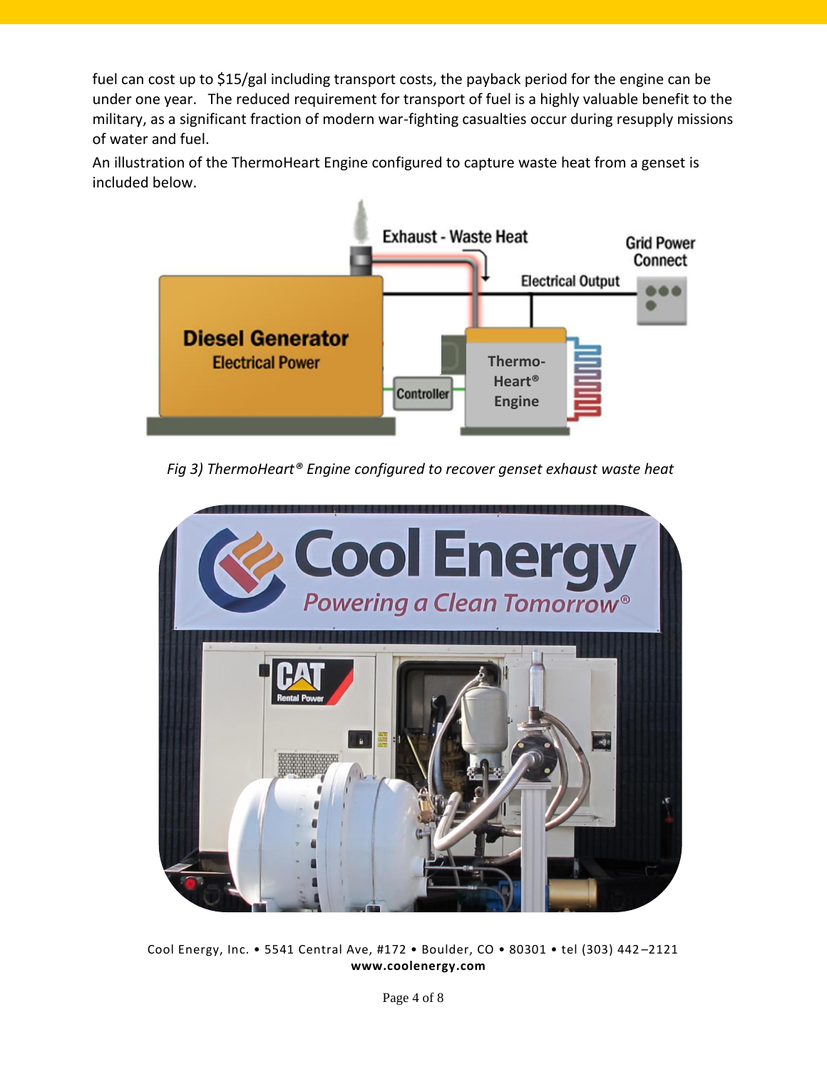fuel can cost up to $15/gal including transport costs, the payback period for the engine can be under one year. The reduced requirement for transport of fuel is a highly valuable benefit to the military, as a significant fraction of modern war-fighting casualties occur during resupply missions of water and fuel.

An illustration of the ThermoHeart Engine configured to capture waste heat from a genset is included below.

*Fig 3) ThermoHeart® Engine configured to recover genset exhaust waste heat*

Cool Energy, Inc. • 5541 Central Ave, #172 • Boulder, CO • 80301 • tel (303) 442–2121
**www.coolenergy.com**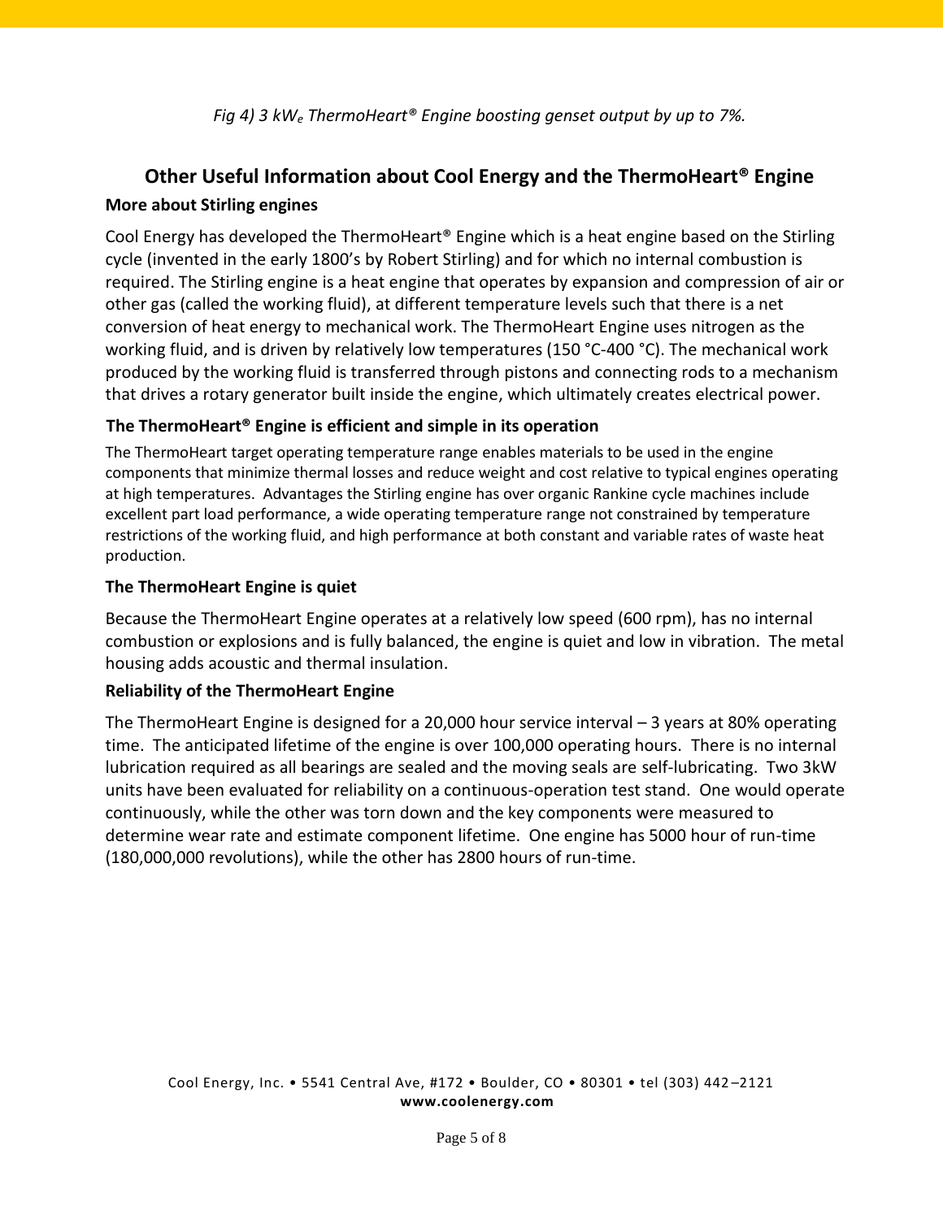*Fig 4) 3 kW$_e$ ThermoHeart® Engine boosting genset output by up to 7%.*

## Other Useful Information about Cool Energy and the ThermoHeart® Engine

### More about Stirling engines

Cool Energy has developed the ThermoHeart® Engine which is a heat engine based on the Stirling cycle (invented in the early 1800's by Robert Stirling) and for which no internal combustion is required. The Stirling engine is a heat engine that operates by expansion and compression of air or other gas (called the working fluid), at different temperature levels such that there is a net conversion of heat energy to mechanical work. The ThermoHeart Engine uses nitrogen as the working fluid, and is driven by relatively low temperatures (150 °C-400 °C). The mechanical work produced by the working fluid is transferred through pistons and connecting rods to a mechanism that drives a rotary generator built inside the engine, which ultimately creates electrical power.

### The ThermoHeart® Engine is efficient and simple in its operation

The ThermoHeart target operating temperature range enables materials to be used in the engine components that minimize thermal losses and reduce weight and cost relative to typical engines operating at high temperatures. Advantages the Stirling engine has over organic Rankine cycle machines include excellent part load performance, a wide operating temperature range not constrained by temperature restrictions of the working fluid, and high performance at both constant and variable rates of waste heat production.

### The ThermoHeart Engine is quiet

Because the ThermoHeart Engine operates at a relatively low speed (600 rpm), has no internal combustion or explosions and is fully balanced, the engine is quiet and low in vibration. The metal housing adds acoustic and thermal insulation.

### Reliability of the ThermoHeart Engine

The ThermoHeart Engine is designed for a 20,000 hour service interval – 3 years at 80% operating time. The anticipated lifetime of the engine is over 100,000 operating hours. There is no internal lubrication required as all bearings are sealed and the moving seals are self-lubricating. Two 3kW units have been evaluated for reliability on a continuous-operation test stand. One would operate continuously, while the other was torn down and the key components were measured to determine wear rate and estimate component lifetime. One engine has 5000 hour of run-time (180,000,000 revolutions), while the other has 2800 hours of run-time.

Cool Energy, Inc. • 5541 Central Ave, #172 • Boulder, CO • 80301 • tel (303) 442–2121
**www.coolenergy.com**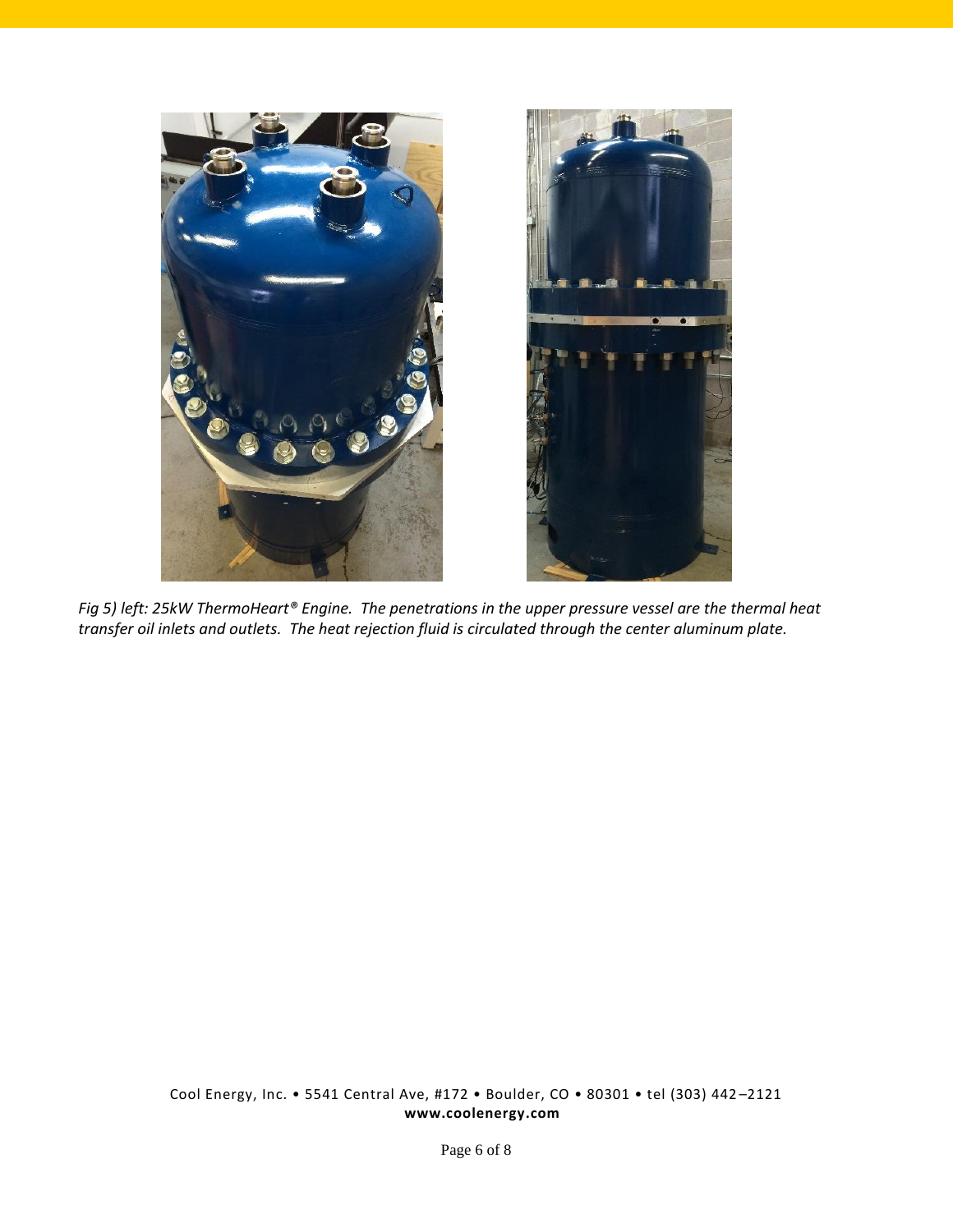*Fig 5) left: 25kW ThermoHeart® Engine. The penetrations in the upper pressure vessel are the thermal heat transfer oil inlets and outlets. The heat rejection fluid is circulated through the center aluminum plate.*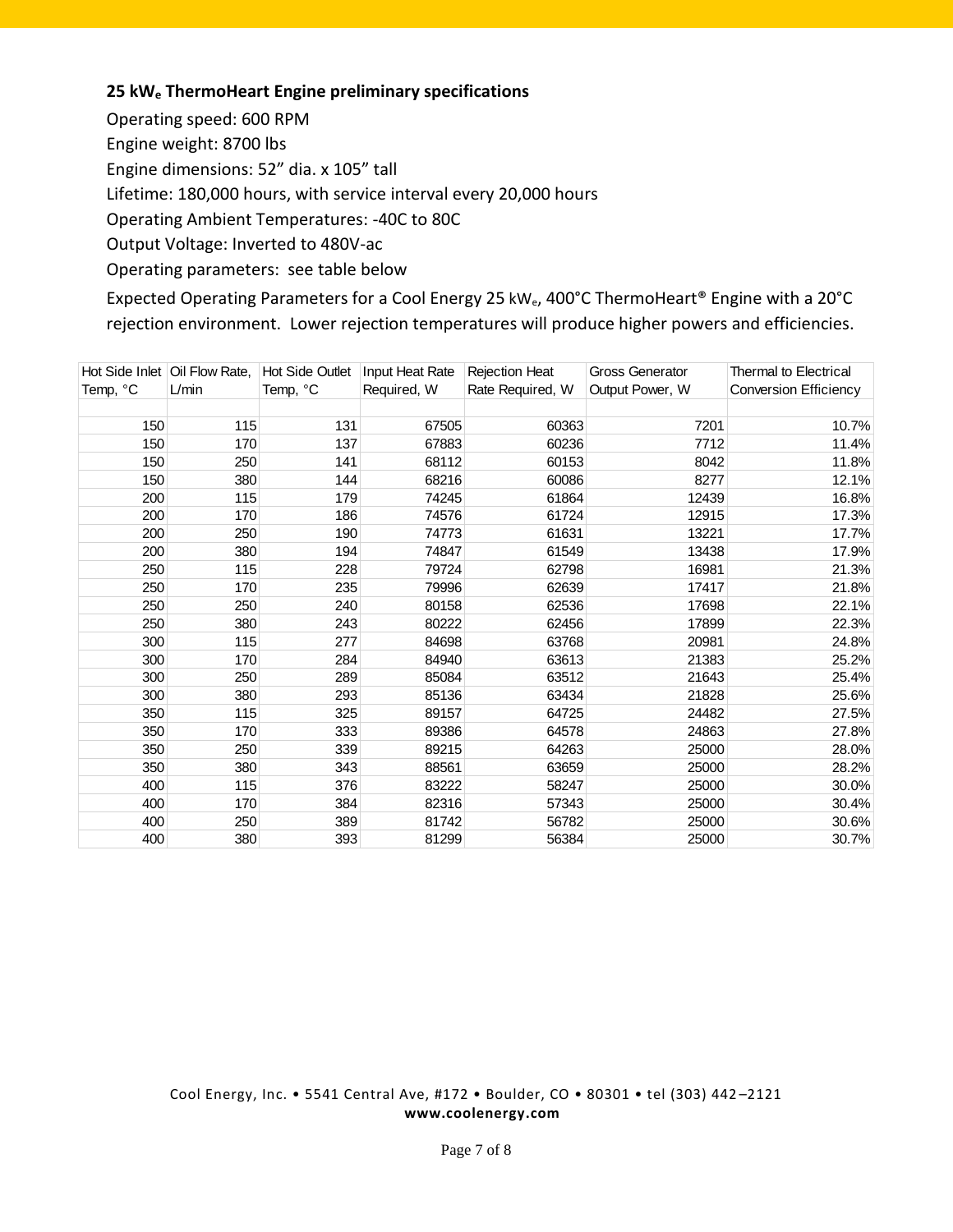**25 kW$_e$ ThermoHeart Engine preliminary specifications**

Operating speed: 600 RPM

Engine weight: 8700 lbs

Engine dimensions: 52" dia. x 105" tall

Lifetime: 180,000 hours, with service interval every 20,000 hours

Operating Ambient Temperatures: -40C to 80C

Output Voltage: Inverted to 480V-ac

Operating parameters: see table below

Expected Operating Parameters for a Cool Energy 25 kW$_e$, 400°C ThermoHeart® Engine with a 20°C rejection environment. Lower rejection temperatures will produce higher powers and efficiencies.

| Hot Side Inlet Temp, °C | Oil Flow Rate, L/min | Hot Side Outlet Temp, °C | Input Heat Rate Required, W | Rejection Heat Rate Required, W | Gross Generator Output Power, W | Thermal to Electrical Conversion Efficiency |
|---|---|---|---|---|---|---|
| 150 | 115 | 131 | 67505 | 60363 | 7201 | 10.7% |
| 150 | 170 | 137 | 67883 | 60236 | 7712 | 11.4% |
| 150 | 250 | 141 | 68112 | 60153 | 8042 | 11.8% |
| 150 | 380 | 144 | 68216 | 60086 | 8277 | 12.1% |
| 200 | 115 | 179 | 74245 | 61864 | 12439 | 16.8% |
| 200 | 170 | 186 | 74576 | 61724 | 12915 | 17.3% |
| 200 | 250 | 190 | 74773 | 61631 | 13221 | 17.7% |
| 200 | 380 | 194 | 74847 | 61549 | 13438 | 17.9% |
| 250 | 115 | 228 | 79724 | 62798 | 16981 | 21.3% |
| 250 | 170 | 235 | 79996 | 62639 | 17417 | 21.8% |
| 250 | 250 | 240 | 80158 | 62536 | 17698 | 22.1% |
| 250 | 380 | 243 | 80222 | 62456 | 17899 | 22.3% |
| 300 | 115 | 277 | 84698 | 63768 | 20981 | 24.8% |
| 300 | 170 | 284 | 84940 | 63613 | 21383 | 25.2% |
| 300 | 250 | 289 | 85084 | 63512 | 21643 | 25.4% |
| 300 | 380 | 293 | 85136 | 63434 | 21828 | 25.6% |
| 350 | 115 | 325 | 89157 | 64725 | 24482 | 27.5% |
| 350 | 170 | 333 | 89386 | 64578 | 24863 | 27.8% |
| 350 | 250 | 339 | 89215 | 64263 | 25000 | 28.0% |
| 350 | 380 | 343 | 88561 | 63659 | 25000 | 28.2% |
| 400 | 115 | 376 | 83222 | 58247 | 25000 | 30.0% |
| 400 | 170 | 384 | 82316 | 57343 | 25000 | 30.4% |
| 400 | 250 | 389 | 81742 | 56782 | 25000 | 30.6% |
| 400 | 380 | 393 | 81299 | 56384 | 25000 | 30.7% |

Cool Energy, Inc. • 5541 Central Ave, #172 • Boulder, CO • 80301 • tel (303) 442–2121
**www.coolenergy.com**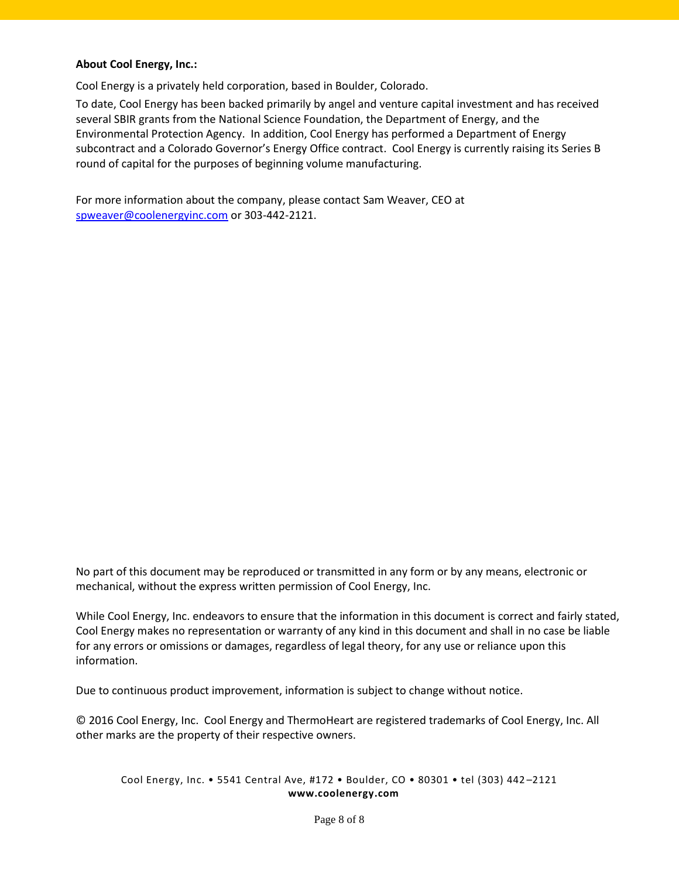**About Cool Energy, Inc.:**

Cool Energy is a privately held corporation, based in Boulder, Colorado.

To date, Cool Energy has been backed primarily by angel and venture capital investment and has received several SBIR grants from the National Science Foundation, the Department of Energy, and the Environmental Protection Agency. In addition, Cool Energy has performed a Department of Energy subcontract and a Colorado Governor's Energy Office contract. Cool Energy is currently raising its Series B round of capital for the purposes of beginning volume manufacturing.

For more information about the company, please contact Sam Weaver, CEO at spweaver@coolenergyinc.com or 303-442-2121.

No part of this document may be reproduced or transmitted in any form or by any means, electronic or mechanical, without the express written permission of Cool Energy, Inc.

While Cool Energy, Inc. endeavors to ensure that the information in this document is correct and fairly stated, Cool Energy makes no representation or warranty of any kind in this document and shall in no case be liable for any errors or omissions or damages, regardless of legal theory, for any use or reliance upon this information.

Due to continuous product improvement, information is subject to change without notice.

© 2016 Cool Energy, Inc. Cool Energy and ThermoHeart are registered trademarks of Cool Energy, Inc. All other marks are the property of their respective owners.

Cool Energy, Inc. • 5541 Central Ave, #172 • Boulder, CO • 80301 • tel (303) 442–2121
**www.coolenergy.com**